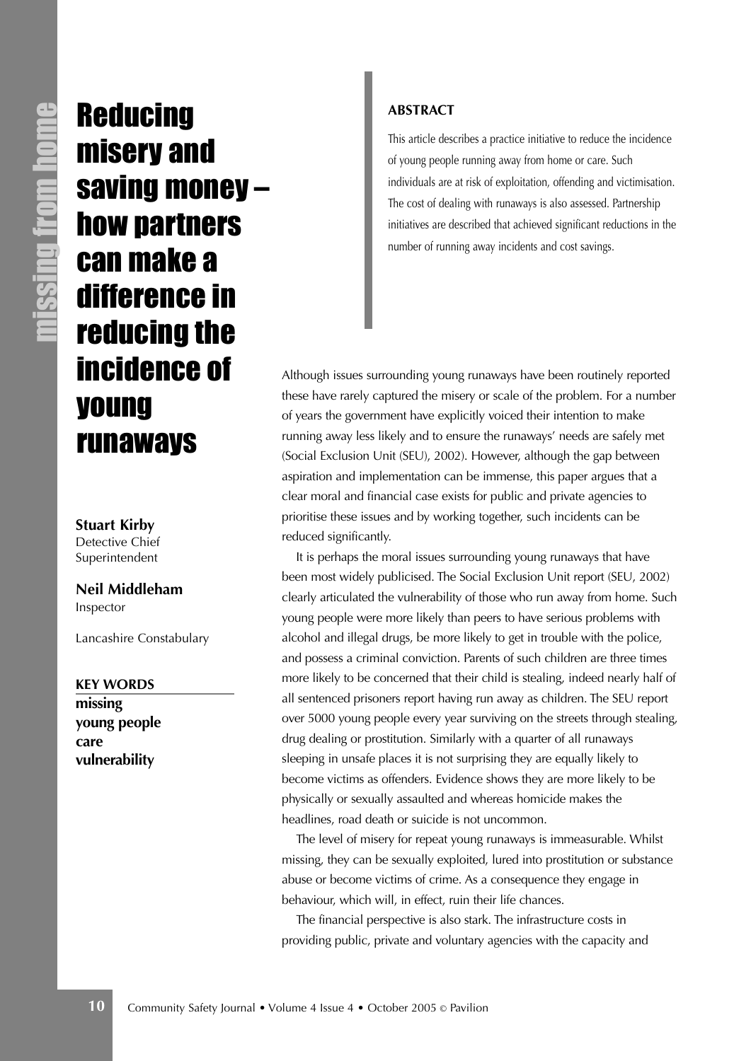# Reducing misery and saving money – how partners can make a difference in reducing the incidence of young runaways

**Stuart Kirby**
Detective Chief Superintendent

**Neil Middleham**
Inspector

Lancashire Constabulary

**KEY WORDS**
**missing**
**young people**
**care**
**vulnerability**

**ABSTRACT**

This article describes a practice initiative to reduce the incidence of young people running away from home or care. Such individuals are at risk of exploitation, offending and victimisation. The cost of dealing with runaways is also assessed. Partnership initiatives are described that achieved significant reductions in the number of running away incidents and cost savings.

Although issues surrounding young runaways have been routinely reported these have rarely captured the misery or scale of the problem. For a number of years the government have explicitly voiced their intention to make running away less likely and to ensure the runaways' needs are safely met (Social Exclusion Unit (SEU), 2002). However, although the gap between aspiration and implementation can be immense, this paper argues that a clear moral and financial case exists for public and private agencies to prioritise these issues and by working together, such incidents can be reduced significantly.

It is perhaps the moral issues surrounding young runaways that have been most widely publicised. The Social Exclusion Unit report (SEU, 2002) clearly articulated the vulnerability of those who run away from home. Such young people were more likely than peers to have serious problems with alcohol and illegal drugs, be more likely to get in trouble with the police, and possess a criminal conviction. Parents of such children are three times more likely to be concerned that their child is stealing, indeed nearly half of all sentenced prisoners report having run away as children. The SEU report over 5000 young people every year surviving on the streets through stealing, drug dealing or prostitution. Similarly with a quarter of all runaways sleeping in unsafe places it is not surprising they are equally likely to become victims as offenders. Evidence shows they are more likely to be physically or sexually assaulted and whereas homicide makes the headlines, road death or suicide is not uncommon.

The level of misery for repeat young runaways is immeasurable. Whilst missing, they can be sexually exploited, lured into prostitution or substance abuse or become victims of crime. As a consequence they engage in behaviour, which will, in effect, ruin their life chances.

The financial perspective is also stark. The infrastructure costs in providing public, private and voluntary agencies with the capacity and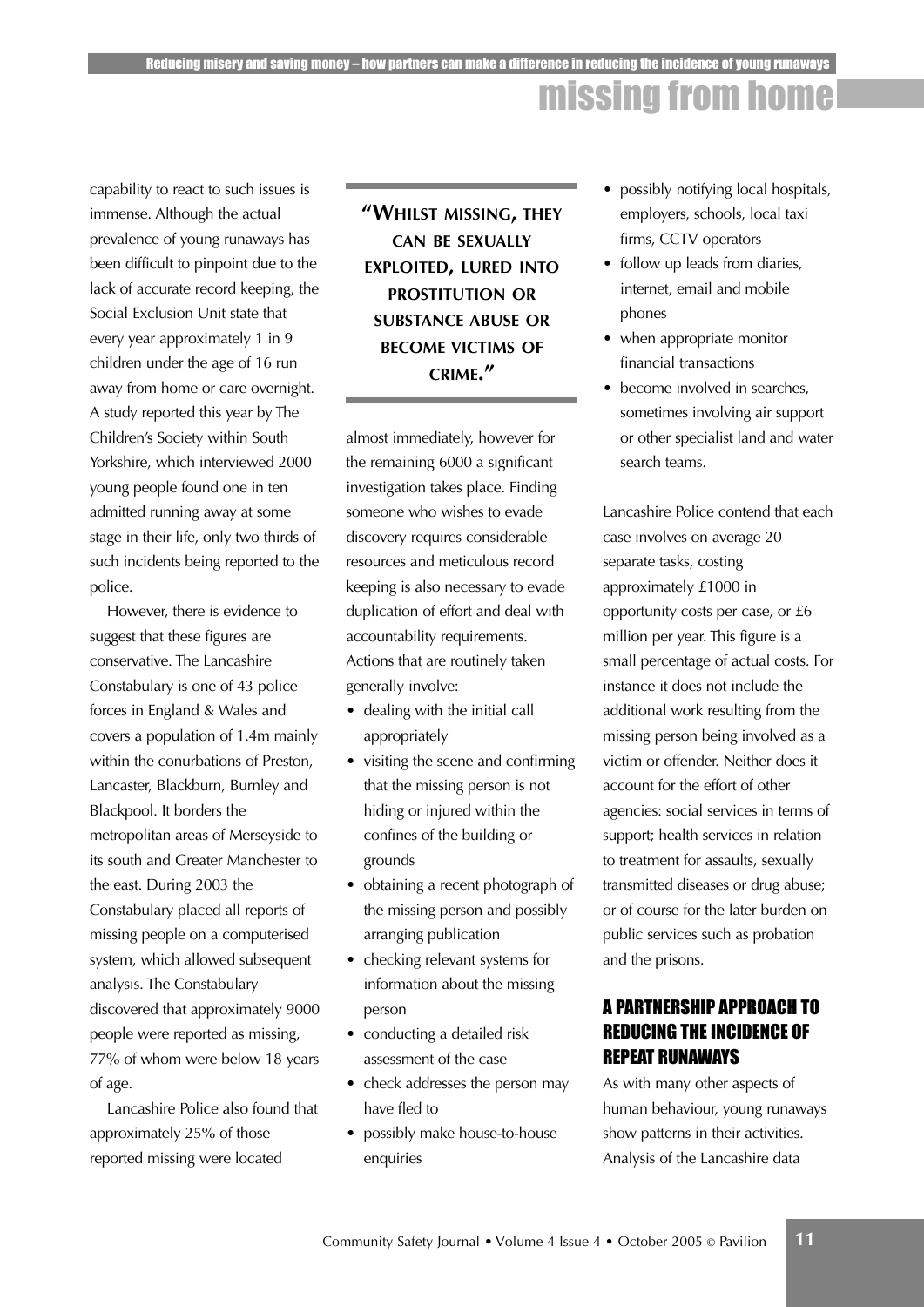capability to react to such issues is immense. Although the actual prevalence of young runaways has been difficult to pinpoint due to the lack of accurate record keeping, the Social Exclusion Unit state that every year approximately 1 in 9 children under the age of 16 run away from home or care overnight. A study reported this year by The Children's Society within South Yorkshire, which interviewed 2000 young people found one in ten admitted running away at some stage in their life, only two thirds of such incidents being reported to the police.

However, there is evidence to suggest that these figures are conservative. The Lancashire Constabulary is one of 43 police forces in England & Wales and covers a population of 1.4m mainly within the conurbations of Preston, Lancaster, Blackburn, Burnley and Blackpool. It borders the metropolitan areas of Merseyside to its south and Greater Manchester to the east. During 2003 the Constabulary placed all reports of missing people on a computerised system, which allowed subsequent analysis. The Constabulary discovered that approximately 9000 people were reported as missing, 77% of whom were below 18 years of age.

Lancashire Police also found that approximately 25% of those reported missing were located almost immediately, however for the remaining 6000 a significant investigation takes place. Finding someone who wishes to evade discovery requires considerable resources and meticulous record keeping is also necessary to evade duplication of effort and deal with accountability requirements. Actions that are routinely taken generally involve:

> **"Whilst missing, they can be sexually exploited, lured into prostitution or substance abuse or become victims of crime."**

- dealing with the initial call appropriately
- visiting the scene and confirming that the missing person is not hiding or injured within the confines of the building or grounds
- obtaining a recent photograph of the missing person and possibly arranging publication
- checking relevant systems for information about the missing person
- conducting a detailed risk assessment of the case
- check addresses the person may have fled to
- possibly make house-to-house enquiries
- possibly notifying local hospitals, employers, schools, local taxi firms, CCTV operators
- follow up leads from diaries, internet, email and mobile phones
- when appropriate monitor financial transactions
- become involved in searches, sometimes involving air support or other specialist land and water search teams.

Lancashire Police contend that each case involves on average 20 separate tasks, costing approximately £1000 in opportunity costs per case, or £6 million per year. This figure is a small percentage of actual costs. For instance it does not include the additional work resulting from the missing person being involved as a victim or offender. Neither does it account for the effort of other agencies: social services in terms of support; health services in relation to treatment for assaults, sexually transmitted diseases or drug abuse; or of course for the later burden on public services such as probation and the prisons.

## A partnership approach to reducing the incidence of repeat runaways

As with many other aspects of human behaviour, young runaways show patterns in their activities. Analysis of the Lancashire data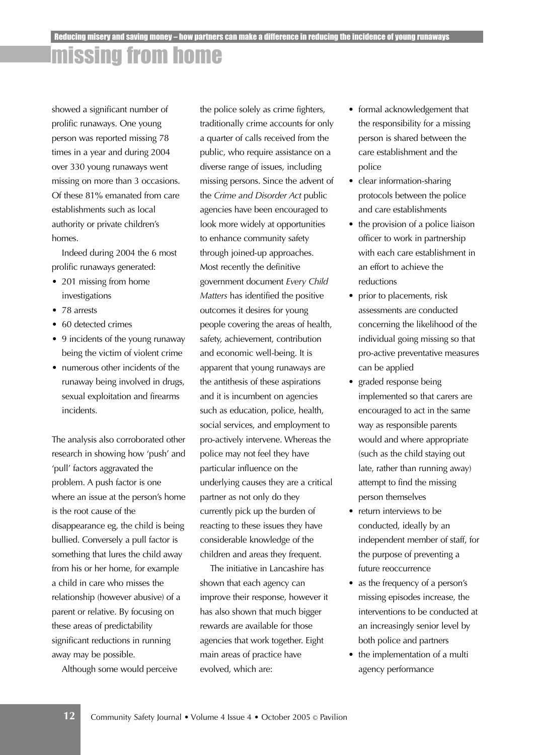showed a significant number of prolific runaways. One young person was reported missing 78 times in a year and during 2004 over 330 young runaways went missing on more than 3 occasions. Of these 81% emanated from care establishments such as local authority or private children's homes.

Indeed during 2004 the 6 most prolific runaways generated:

- 201 missing from home investigations
- 78 arrests
- 60 detected crimes
- 9 incidents of the young runaway being the victim of violent crime
- numerous other incidents of the runaway being involved in drugs, sexual exploitation and firearms incidents.

The analysis also corroborated other research in showing how 'push' and 'pull' factors aggravated the problem. A push factor is one where an issue at the person's home is the root cause of the disappearance eg, the child is being bullied. Conversely a pull factor is something that lures the child away from his or her home, for example a child in care who misses the relationship (however abusive) of a parent or relative. By focusing on these areas of predictability significant reductions in running away may be possible.

Although some would perceive the police solely as crime fighters, traditionally crime accounts for only a quarter of calls received from the public, who require assistance on a diverse range of issues, including missing persons. Since the advent of the *Crime and Disorder Act* public agencies have been encouraged to look more widely at opportunities to enhance community safety through joined-up approaches. Most recently the definitive government document *Every Child Matters* has identified the positive outcomes it desires for young people covering the areas of health, safety, achievement, contribution and economic well-being. It is apparent that young runaways are the antithesis of these aspirations and it is incumbent on agencies such as education, police, health, social services, and employment to pro-actively intervene. Whereas the police may not feel they have particular influence on the underlying causes they are a critical partner as not only do they currently pick up the burden of reacting to these issues they have considerable knowledge of the children and areas they frequent.

The initiative in Lancashire has shown that each agency can improve their response, however it has also shown that much bigger rewards are available for those agencies that work together. Eight main areas of practice have evolved, which are:

- formal acknowledgement that the responsibility for a missing person is shared between the care establishment and the police
- clear information-sharing protocols between the police and care establishments
- the provision of a police liaison officer to work in partnership with each care establishment in an effort to achieve the reductions
- prior to placements, risk assessments are conducted concerning the likelihood of the individual going missing so that pro-active preventative measures can be applied
- graded response being implemented so that carers are encouraged to act in the same way as responsible parents would and where appropriate (such as the child staying out late, rather than running away) attempt to find the missing person themselves
- return interviews to be conducted, ideally by an independent member of staff, for the purpose of preventing a future reoccurrence
- as the frequency of a person's missing episodes increase, the interventions to be conducted at an increasingly senior level by both police and partners
- the implementation of a multi agency performance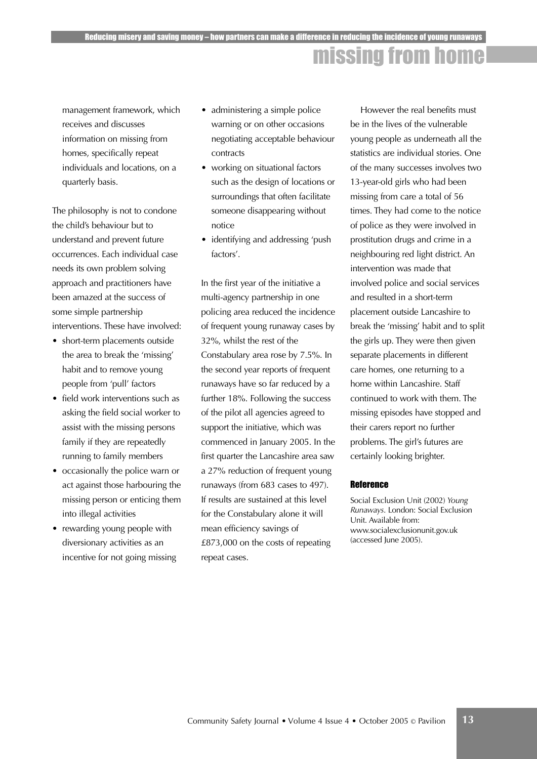management framework, which receives and discusses information on missing from homes, specifically repeat individuals and locations, on a quarterly basis.

The philosophy is not to condone the child's behaviour but to understand and prevent future occurrences. Each individual case needs its own problem solving approach and practitioners have been amazed at the success of some simple partnership interventions. These have involved:

- short-term placements outside the area to break the 'missing' habit and to remove young people from 'pull' factors
- field work interventions such as asking the field social worker to assist with the missing persons family if they are repeatedly running to family members
- occasionally the police warn or act against those harbouring the missing person or enticing them into illegal activities
- rewarding young people with diversionary activities as an incentive for not going missing
- administering a simple police warning or on other occasions negotiating acceptable behaviour contracts
- working on situational factors such as the design of locations or surroundings that often facilitate someone disappearing without notice
- identifying and addressing 'push factors'.

In the first year of the initiative a multi-agency partnership in one policing area reduced the incidence of frequent young runaway cases by 32%, whilst the rest of the Constabulary area rose by 7.5%. In the second year reports of frequent runaways have so far reduced by a further 18%. Following the success of the pilot all agencies agreed to support the initiative, which was commenced in January 2005. In the first quarter the Lancashire area saw a 27% reduction of frequent young runaways (from 683 cases to 497). If results are sustained at this level for the Constabulary alone it will mean efficiency savings of £873,000 on the costs of repeating repeat cases.

However the real benefits must be in the lives of the vulnerable young people as underneath all the statistics are individual stories. One of the many successes involves two 13-year-old girls who had been missing from care a total of 56 times. They had come to the notice of police as they were involved in prostitution drugs and crime in a neighbouring red light district. An intervention was made that involved police and social services and resulted in a short-term placement outside Lancashire to break the 'missing' habit and to split the girls up. They were then given separate placements in different care homes, one returning to a home within Lancashire. Staff continued to work with them. The missing episodes have stopped and their carers report no further problems. The girl's futures are certainly looking brighter.

## Reference

Social Exclusion Unit (2002) *Young Runaways*. London: Social Exclusion Unit. Available from: www.socialexclusionunit.gov.uk (accessed June 2005).